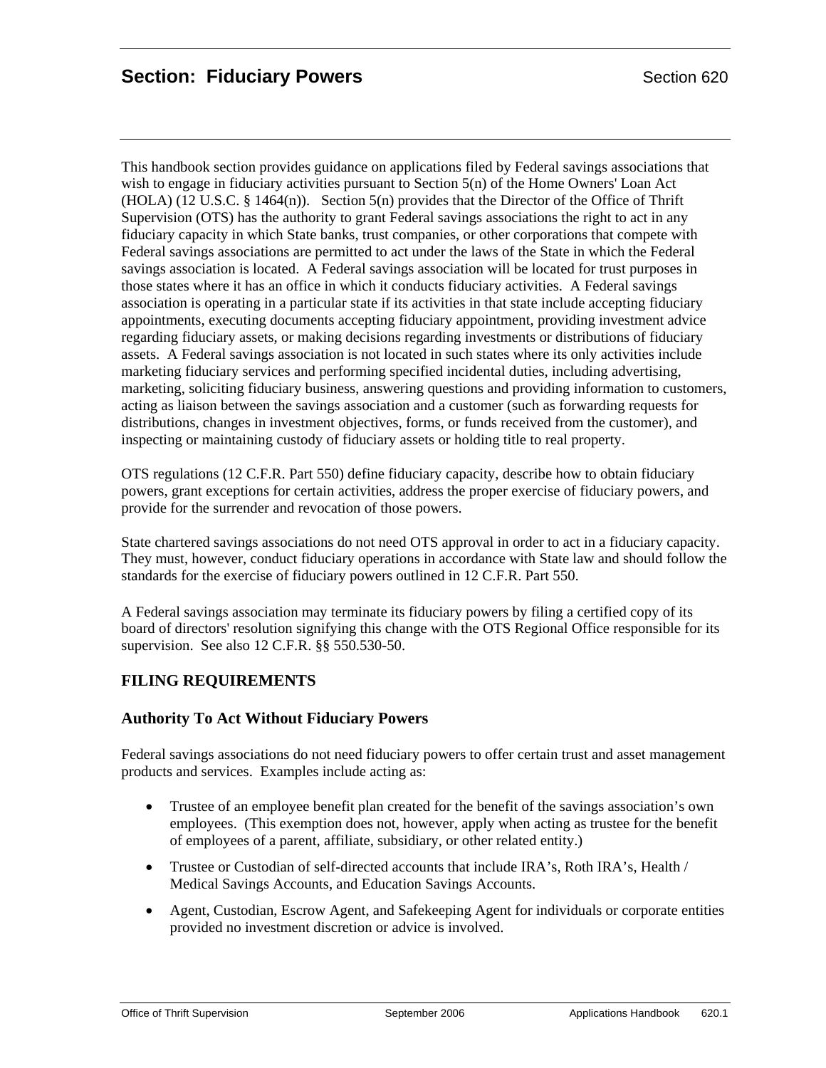# Section: Fiduciary Powers

Section 620

This handbook section provides guidance on applications filed by Federal savings associations that wish to engage in fiduciary activities pursuant to Section 5(n) of the Home Owners' Loan Act (HOLA) (12 U.S.C. § 1464(n)). Section 5(n) provides that the Director of the Office of Thrift Supervision (OTS) has the authority to grant Federal savings associations the right to act in any fiduciary capacity in which State banks, trust companies, or other corporations that compete with Federal savings associations are permitted to act under the laws of the State in which the Federal savings association is located. A Federal savings association will be located for trust purposes in those states where it has an office in which it conducts fiduciary activities. A Federal savings association is operating in a particular state if its activities in that state include accepting fiduciary appointments, executing documents accepting fiduciary appointment, providing investment advice regarding fiduciary assets, or making decisions regarding investments or distributions of fiduciary assets. A Federal savings association is not located in such states where its only activities include marketing fiduciary services and performing specified incidental duties, including advertising, marketing, soliciting fiduciary business, answering questions and providing information to customers, acting as liaison between the savings association and a customer (such as forwarding requests for distributions, changes in investment objectives, forms, or funds received from the customer), and inspecting or maintaining custody of fiduciary assets or holding title to real property.

OTS regulations (12 C.F.R. Part 550) define fiduciary capacity, describe how to obtain fiduciary powers, grant exceptions for certain activities, address the proper exercise of fiduciary powers, and provide for the surrender and revocation of those powers.

State chartered savings associations do not need OTS approval in order to act in a fiduciary capacity. They must, however, conduct fiduciary operations in accordance with State law and should follow the standards for the exercise of fiduciary powers outlined in 12 C.F.R. Part 550.

A Federal savings association may terminate its fiduciary powers by filing a certified copy of its board of directors' resolution signifying this change with the OTS Regional Office responsible for its supervision. See also 12 C.F.R. §§ 550.530-50.

## FILING REQUIREMENTS

### Authority To Act Without Fiduciary Powers

Federal savings associations do not need fiduciary powers to offer certain trust and asset management products and services. Examples include acting as:

- Trustee of an employee benefit plan created for the benefit of the savings association's own employees. (This exemption does not, however, apply when acting as trustee for the benefit of employees of a parent, affiliate, subsidiary, or other related entity.)
- Trustee or Custodian of self-directed accounts that include IRA's, Roth IRA's, Health / Medical Savings Accounts, and Education Savings Accounts.
- Agent, Custodian, Escrow Agent, and Safekeeping Agent for individuals or corporate entities provided no investment discretion or advice is involved.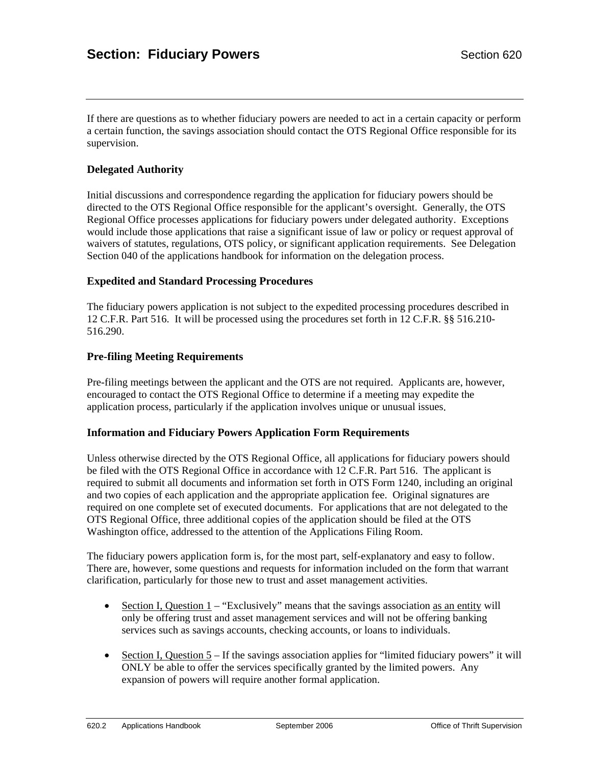If there are questions as to whether fiduciary powers are needed to act in a certain capacity or perform a certain function, the savings association should contact the OTS Regional Office responsible for its supervision.

### Delegated Authority

Initial discussions and correspondence regarding the application for fiduciary powers should be directed to the OTS Regional Office responsible for the applicant's oversight. Generally, the OTS Regional Office processes applications for fiduciary powers under delegated authority. Exceptions would include those applications that raise a significant issue of law or policy or request approval of waivers of statutes, regulations, OTS policy, or significant application requirements. See Delegation Section 040 of the applications handbook for information on the delegation process.

### Expedited and Standard Processing Procedures

The fiduciary powers application is not subject to the expedited processing procedures described in 12 C.F.R. Part 516. It will be processed using the procedures set forth in 12 C.F.R. §§ 516.210-516.290.

### Pre-filing Meeting Requirements

Pre-filing meetings between the applicant and the OTS are not required. Applicants are, however, encouraged to contact the OTS Regional Office to determine if a meeting may expedite the application process, particularly if the application involves unique or unusual issues.

### Information and Fiduciary Powers Application Form Requirements

Unless otherwise directed by the OTS Regional Office, all applications for fiduciary powers should be filed with the OTS Regional Office in accordance with 12 C.F.R. Part 516. The applicant is required to submit all documents and information set forth in OTS Form 1240, including an original and two copies of each application and the appropriate application fee. Original signatures are required on one complete set of executed documents. For applications that are not delegated to the OTS Regional Office, three additional copies of the application should be filed at the OTS Washington office, addressed to the attention of the Applications Filing Room.

The fiduciary powers application form is, for the most part, self-explanatory and easy to follow. There are, however, some questions and requests for information included on the form that warrant clarification, particularly for those new to trust and asset management activities.

- Section I, Question 1 – "Exclusively" means that the savings association as an entity will only be offering trust and asset management services and will not be offering banking services such as savings accounts, checking accounts, or loans to individuals.

- Section I, Question 5 – If the savings association applies for "limited fiduciary powers" it will ONLY be able to offer the services specifically granted by the limited powers. Any expansion of powers will require another formal application.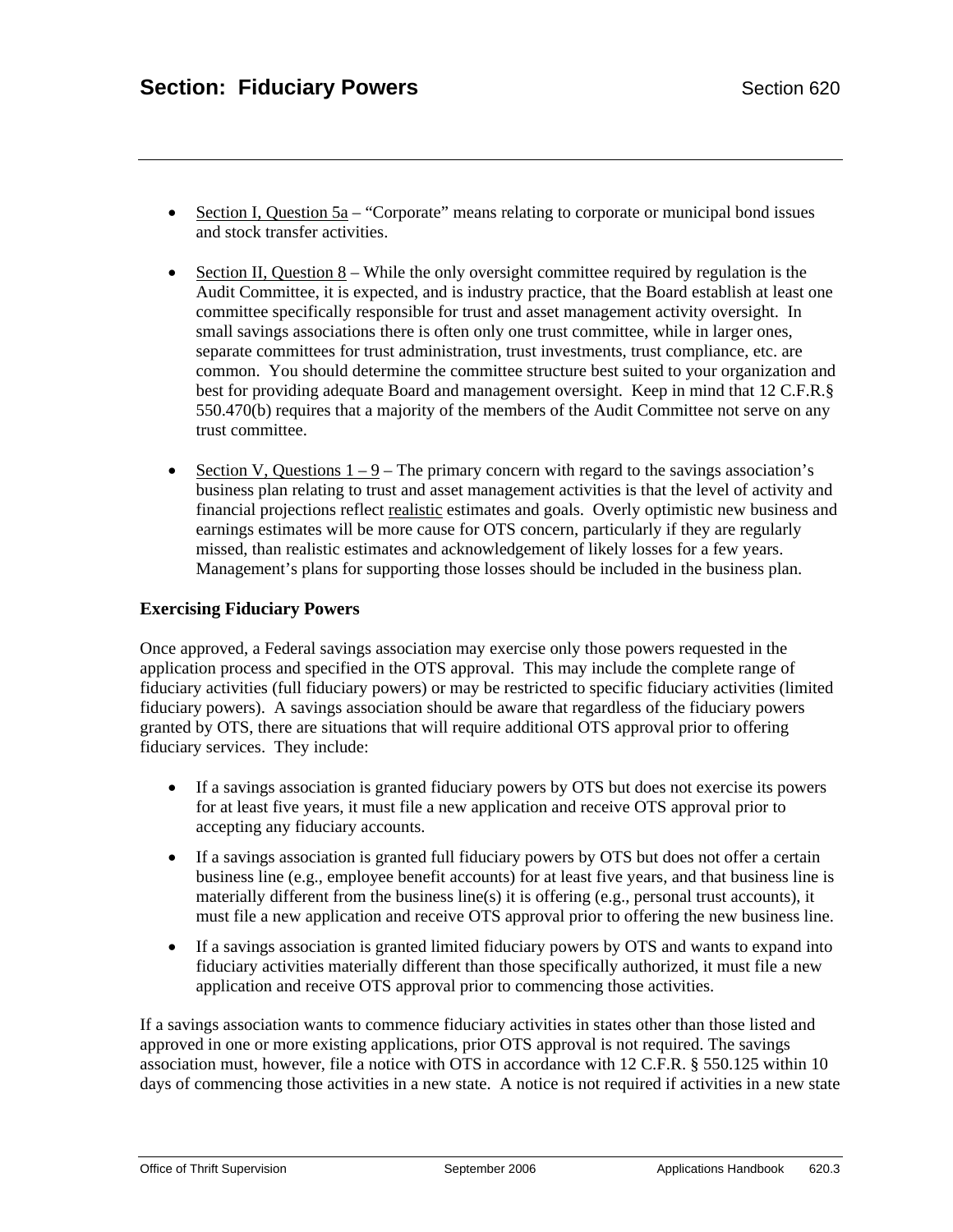- Section I, Question 5a – "Corporate" means relating to corporate or municipal bond issues and stock transfer activities.

- Section II, Question 8 – While the only oversight committee required by regulation is the Audit Committee, it is expected, and is industry practice, that the Board establish at least one committee specifically responsible for trust and asset management activity oversight. In small savings associations there is often only one trust committee, while in larger ones, separate committees for trust administration, trust investments, trust compliance, etc. are common. You should determine the committee structure best suited to your organization and best for providing adequate Board and management oversight. Keep in mind that 12 C.F.R.§ 550.470(b) requires that a majority of the members of the Audit Committee not serve on any trust committee.

- Section V, Questions 1 – 9 – The primary concern with regard to the savings association's business plan relating to trust and asset management activities is that the level of activity and financial projections reflect realistic estimates and goals. Overly optimistic new business and earnings estimates will be more cause for OTS concern, particularly if they are regularly missed, than realistic estimates and acknowledgement of likely losses for a few years. Management's plans for supporting those losses should be included in the business plan.

### Exercising Fiduciary Powers

Once approved, a Federal savings association may exercise only those powers requested in the application process and specified in the OTS approval. This may include the complete range of fiduciary activities (full fiduciary powers) or may be restricted to specific fiduciary activities (limited fiduciary powers). A savings association should be aware that regardless of the fiduciary powers granted by OTS, there are situations that will require additional OTS approval prior to offering fiduciary services. They include:

- If a savings association is granted fiduciary powers by OTS but does not exercise its powers for at least five years, it must file a new application and receive OTS approval prior to accepting any fiduciary accounts.

- If a savings association is granted full fiduciary powers by OTS but does not offer a certain business line (e.g., employee benefit accounts) for at least five years, and that business line is materially different from the business line(s) it is offering (e.g., personal trust accounts), it must file a new application and receive OTS approval prior to offering the new business line.

- If a savings association is granted limited fiduciary powers by OTS and wants to expand into fiduciary activities materially different than those specifically authorized, it must file a new application and receive OTS approval prior to commencing those activities.

If a savings association wants to commence fiduciary activities in states other than those listed and approved in one or more existing applications, prior OTS approval is not required. The savings association must, however, file a notice with OTS in accordance with 12 C.F.R. § 550.125 within 10 days of commencing those activities in a new state. A notice is not required if activities in a new state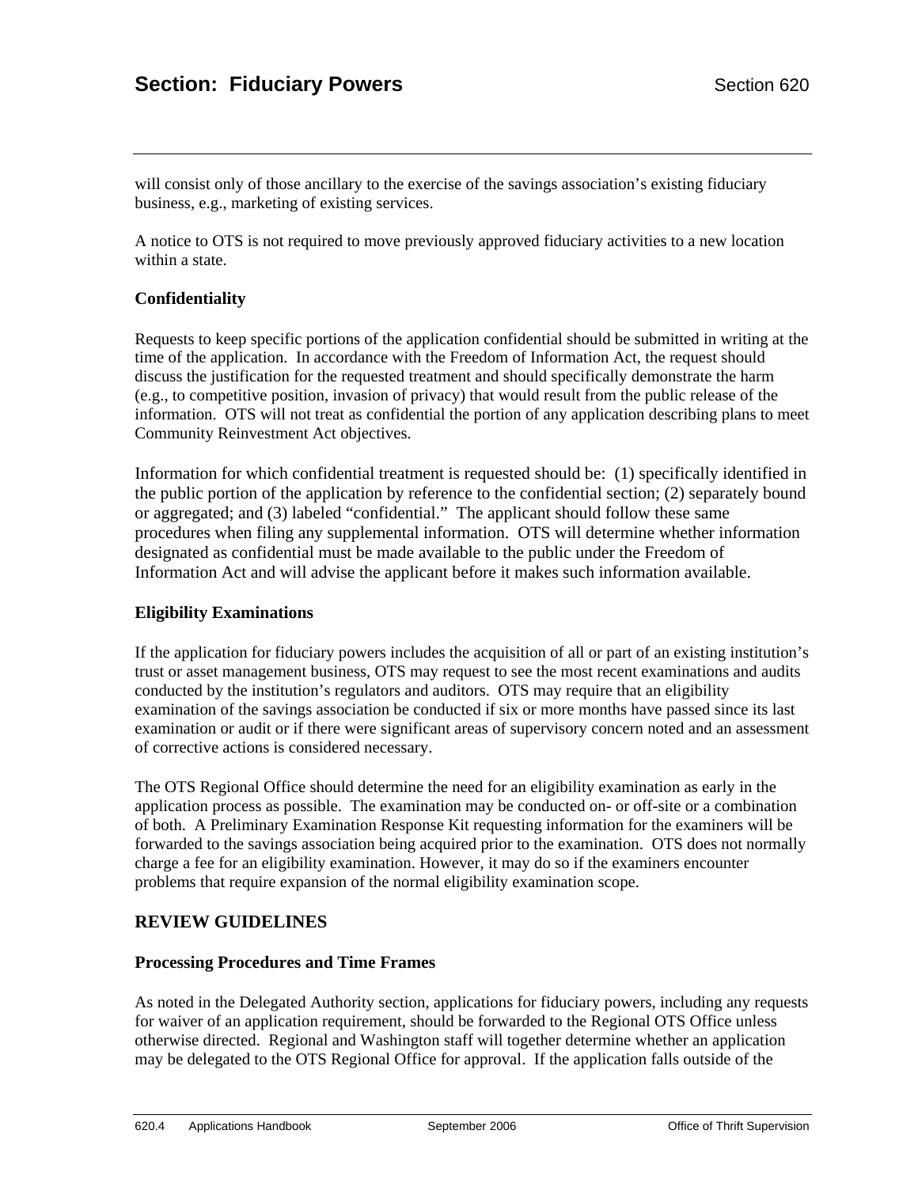will consist only of those ancillary to the exercise of the savings association's existing fiduciary business, e.g., marketing of existing services.

A notice to OTS is not required to move previously approved fiduciary activities to a new location within a state.

### Confidentiality

Requests to keep specific portions of the application confidential should be submitted in writing at the time of the application. In accordance with the Freedom of Information Act, the request should discuss the justification for the requested treatment and should specifically demonstrate the harm (e.g., to competitive position, invasion of privacy) that would result from the public release of the information. OTS will not treat as confidential the portion of any application describing plans to meet Community Reinvestment Act objectives.

Information for which confidential treatment is requested should be: (1) specifically identified in the public portion of the application by reference to the confidential section; (2) separately bound or aggregated; and (3) labeled "confidential." The applicant should follow these same procedures when filing any supplemental information. OTS will determine whether information designated as confidential must be made available to the public under the Freedom of Information Act and will advise the applicant before it makes such information available.

### Eligibility Examinations

If the application for fiduciary powers includes the acquisition of all or part of an existing institution's trust or asset management business, OTS may request to see the most recent examinations and audits conducted by the institution's regulators and auditors. OTS may require that an eligibility examination of the savings association be conducted if six or more months have passed since its last examination or audit or if there were significant areas of supervisory concern noted and an assessment of corrective actions is considered necessary.

The OTS Regional Office should determine the need for an eligibility examination as early in the application process as possible. The examination may be conducted on- or off-site or a combination of both. A Preliminary Examination Response Kit requesting information for the examiners will be forwarded to the savings association being acquired prior to the examination. OTS does not normally charge a fee for an eligibility examination. However, it may do so if the examiners encounter problems that require expansion of the normal eligibility examination scope.

## REVIEW GUIDELINES

### Processing Procedures and Time Frames

As noted in the Delegated Authority section, applications for fiduciary powers, including any requests for waiver of an application requirement, should be forwarded to the Regional OTS Office unless otherwise directed. Regional and Washington staff will together determine whether an application may be delegated to the OTS Regional Office for approval. If the application falls outside of the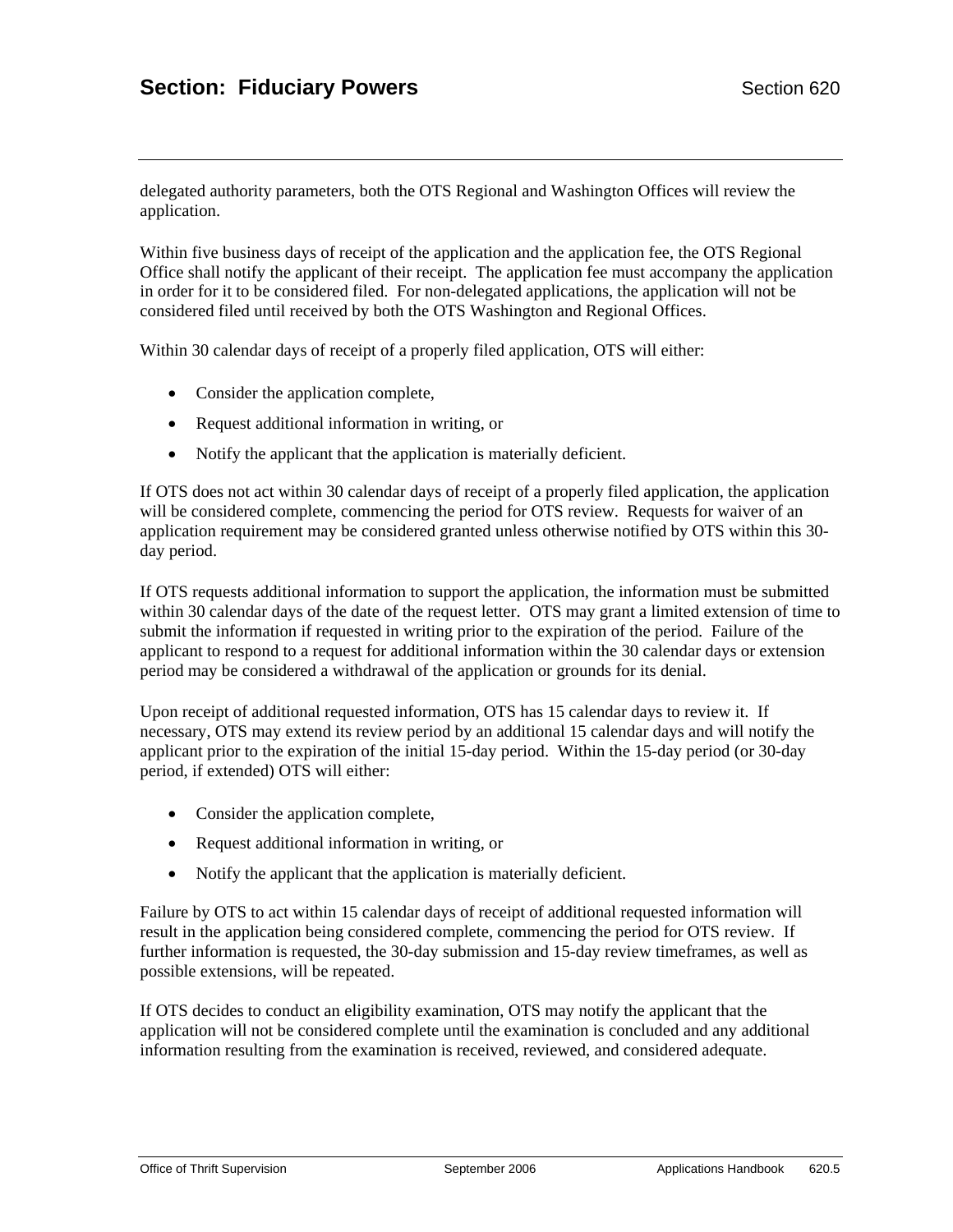delegated authority parameters, both the OTS Regional and Washington Offices will review the application.

Within five business days of receipt of the application and the application fee, the OTS Regional Office shall notify the applicant of their receipt. The application fee must accompany the application in order for it to be considered filed. For non-delegated applications, the application will not be considered filed until received by both the OTS Washington and Regional Offices.

Within 30 calendar days of receipt of a properly filed application, OTS will either:

- Consider the application complete,
- Request additional information in writing, or
- Notify the applicant that the application is materially deficient.

If OTS does not act within 30 calendar days of receipt of a properly filed application, the application will be considered complete, commencing the period for OTS review. Requests for waiver of an application requirement may be considered granted unless otherwise notified by OTS within this 30-day period.

If OTS requests additional information to support the application, the information must be submitted within 30 calendar days of the date of the request letter. OTS may grant a limited extension of time to submit the information if requested in writing prior to the expiration of the period. Failure of the applicant to respond to a request for additional information within the 30 calendar days or extension period may be considered a withdrawal of the application or grounds for its denial.

Upon receipt of additional requested information, OTS has 15 calendar days to review it. If necessary, OTS may extend its review period by an additional 15 calendar days and will notify the applicant prior to the expiration of the initial 15-day period. Within the 15-day period (or 30-day period, if extended) OTS will either:

- Consider the application complete,
- Request additional information in writing, or
- Notify the applicant that the application is materially deficient.

Failure by OTS to act within 15 calendar days of receipt of additional requested information will result in the application being considered complete, commencing the period for OTS review. If further information is requested, the 30-day submission and 15-day review timeframes, as well as possible extensions, will be repeated.

If OTS decides to conduct an eligibility examination, OTS may notify the applicant that the application will not be considered complete until the examination is concluded and any additional information resulting from the examination is received, reviewed, and considered adequate.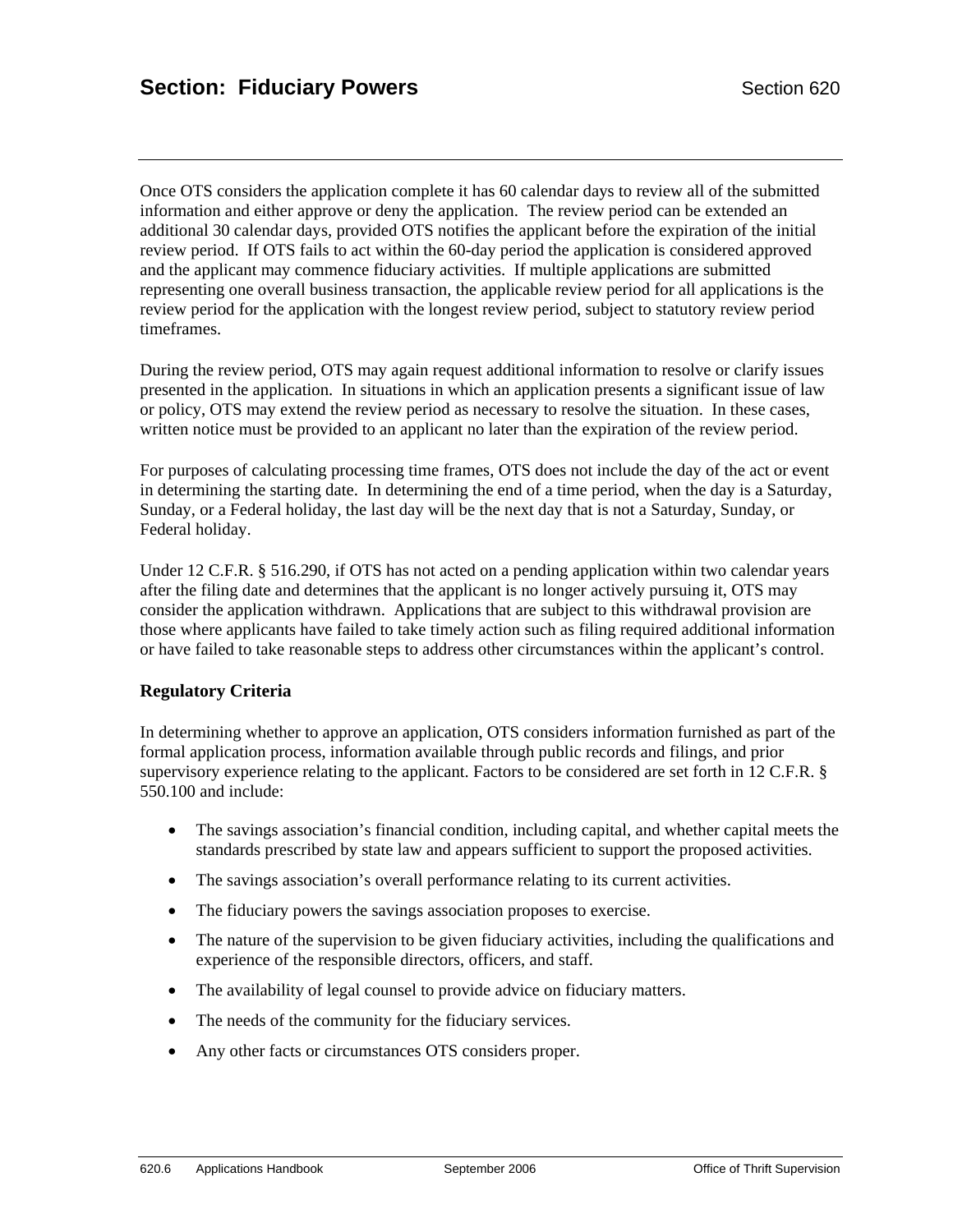Once OTS considers the application complete it has 60 calendar days to review all of the submitted information and either approve or deny the application. The review period can be extended an additional 30 calendar days, provided OTS notifies the applicant before the expiration of the initial review period. If OTS fails to act within the 60-day period the application is considered approved and the applicant may commence fiduciary activities. If multiple applications are submitted representing one overall business transaction, the applicable review period for all applications is the review period for the application with the longest review period, subject to statutory review period timeframes.

During the review period, OTS may again request additional information to resolve or clarify issues presented in the application. In situations in which an application presents a significant issue of law or policy, OTS may extend the review period as necessary to resolve the situation. In these cases, written notice must be provided to an applicant no later than the expiration of the review period.

For purposes of calculating processing time frames, OTS does not include the day of the act or event in determining the starting date. In determining the end of a time period, when the day is a Saturday, Sunday, or a Federal holiday, the last day will be the next day that is not a Saturday, Sunday, or Federal holiday.

Under 12 C.F.R. § 516.290, if OTS has not acted on a pending application within two calendar years after the filing date and determines that the applicant is no longer actively pursuing it, OTS may consider the application withdrawn. Applications that are subject to this withdrawal provision are those where applicants have failed to take timely action such as filing required additional information or have failed to take reasonable steps to address other circumstances within the applicant's control.

### Regulatory Criteria

In determining whether to approve an application, OTS considers information furnished as part of the formal application process, information available through public records and filings, and prior supervisory experience relating to the applicant. Factors to be considered are set forth in 12 C.F.R. § 550.100 and include:

- The savings association's financial condition, including capital, and whether capital meets the standards prescribed by state law and appears sufficient to support the proposed activities.
- The savings association's overall performance relating to its current activities.
- The fiduciary powers the savings association proposes to exercise.
- The nature of the supervision to be given fiduciary activities, including the qualifications and experience of the responsible directors, officers, and staff.
- The availability of legal counsel to provide advice on fiduciary matters.
- The needs of the community for the fiduciary services.
- Any other facts or circumstances OTS considers proper.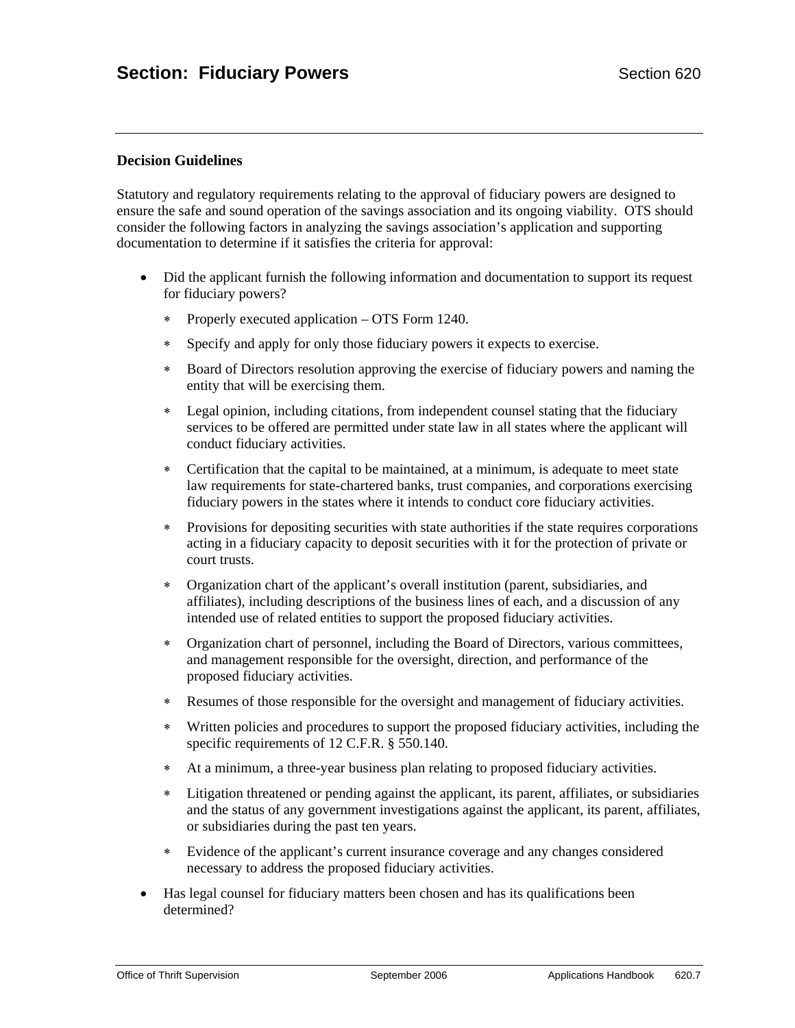## Section: Fiduciary Powers

### Decision Guidelines

Statutory and regulatory requirements relating to the approval of fiduciary powers are designed to ensure the safe and sound operation of the savings association and its ongoing viability. OTS should consider the following factors in analyzing the savings association's application and supporting documentation to determine if it satisfies the criteria for approval:

- Did the applicant furnish the following information and documentation to support its request for fiduciary powers?
  - Properly executed application – OTS Form 1240.
  - Specify and apply for only those fiduciary powers it expects to exercise.
  - Board of Directors resolution approving the exercise of fiduciary powers and naming the entity that will be exercising them.
  - Legal opinion, including citations, from independent counsel stating that the fiduciary services to be offered are permitted under state law in all states where the applicant will conduct fiduciary activities.
  - Certification that the capital to be maintained, at a minimum, is adequate to meet state law requirements for state-chartered banks, trust companies, and corporations exercising fiduciary powers in the states where it intends to conduct core fiduciary activities.
  - Provisions for depositing securities with state authorities if the state requires corporations acting in a fiduciary capacity to deposit securities with it for the protection of private or court trusts.
  - Organization chart of the applicant's overall institution (parent, subsidiaries, and affiliates), including descriptions of the business lines of each, and a discussion of any intended use of related entities to support the proposed fiduciary activities.
  - Organization chart of personnel, including the Board of Directors, various committees, and management responsible for the oversight, direction, and performance of the proposed fiduciary activities.
  - Resumes of those responsible for the oversight and management of fiduciary activities.
  - Written policies and procedures to support the proposed fiduciary activities, including the specific requirements of 12 C.F.R. § 550.140.
  - At a minimum, a three-year business plan relating to proposed fiduciary activities.
  - Litigation threatened or pending against the applicant, its parent, affiliates, or subsidiaries and the status of any government investigations against the applicant, its parent, affiliates, or subsidiaries during the past ten years.
  - Evidence of the applicant's current insurance coverage and any changes considered necessary to address the proposed fiduciary activities.
- Has legal counsel for fiduciary matters been chosen and has its qualifications been determined?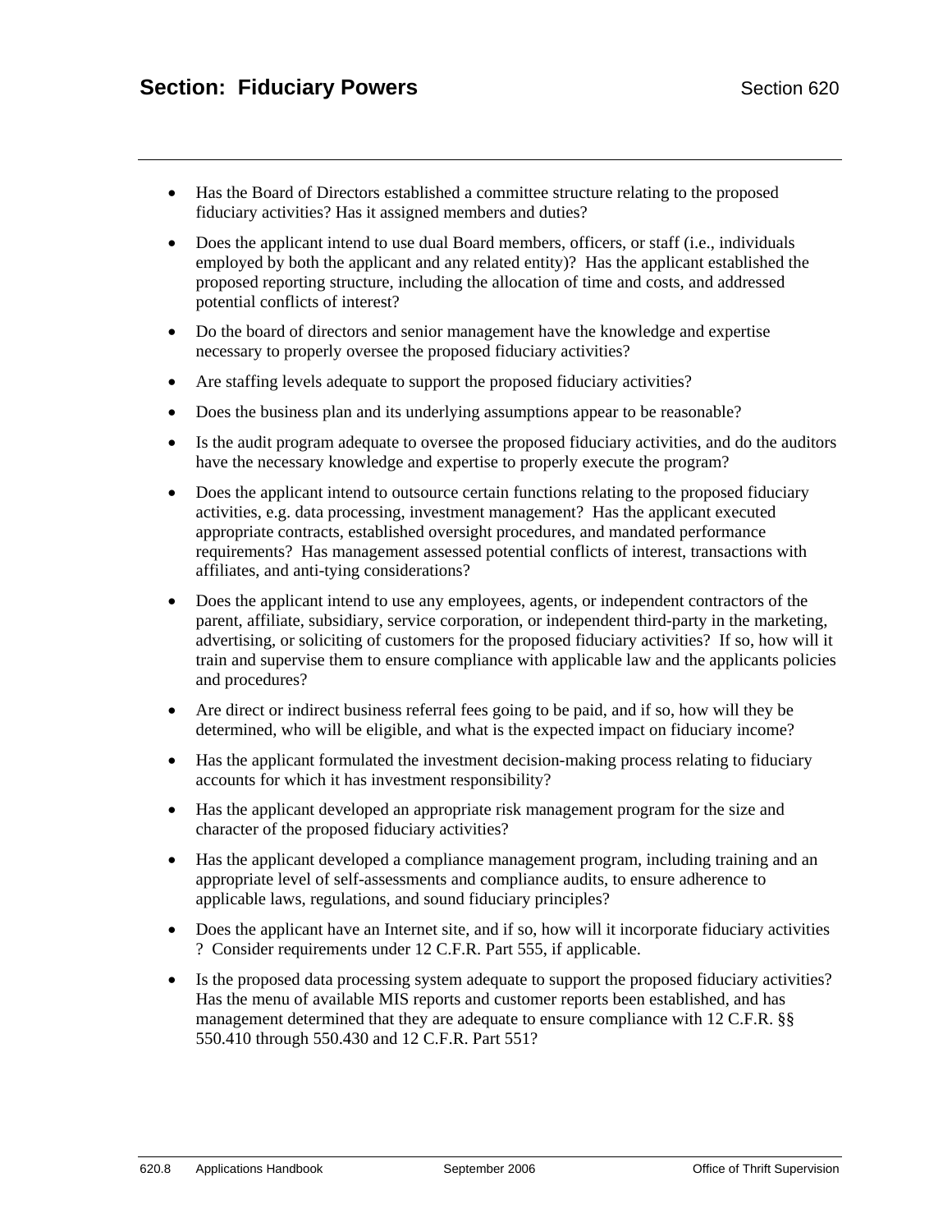- Has the Board of Directors established a committee structure relating to the proposed fiduciary activities? Has it assigned members and duties?
- Does the applicant intend to use dual Board members, officers, or staff (i.e., individuals employed by both the applicant and any related entity)? Has the applicant established the proposed reporting structure, including the allocation of time and costs, and addressed potential conflicts of interest?
- Do the board of directors and senior management have the knowledge and expertise necessary to properly oversee the proposed fiduciary activities?
- Are staffing levels adequate to support the proposed fiduciary activities?
- Does the business plan and its underlying assumptions appear to be reasonable?
- Is the audit program adequate to oversee the proposed fiduciary activities, and do the auditors have the necessary knowledge and expertise to properly execute the program?
- Does the applicant intend to outsource certain functions relating to the proposed fiduciary activities, e.g. data processing, investment management? Has the applicant executed appropriate contracts, established oversight procedures, and mandated performance requirements? Has management assessed potential conflicts of interest, transactions with affiliates, and anti-tying considerations?
- Does the applicant intend to use any employees, agents, or independent contractors of the parent, affiliate, subsidiary, service corporation, or independent third-party in the marketing, advertising, or soliciting of customers for the proposed fiduciary activities? If so, how will it train and supervise them to ensure compliance with applicable law and the applicants policies and procedures?
- Are direct or indirect business referral fees going to be paid, and if so, how will they be determined, who will be eligible, and what is the expected impact on fiduciary income?
- Has the applicant formulated the investment decision-making process relating to fiduciary accounts for which it has investment responsibility?
- Has the applicant developed an appropriate risk management program for the size and character of the proposed fiduciary activities?
- Has the applicant developed a compliance management program, including training and an appropriate level of self-assessments and compliance audits, to ensure adherence to applicable laws, regulations, and sound fiduciary principles?
- Does the applicant have an Internet site, and if so, how will it incorporate fiduciary activities ? Consider requirements under 12 C.F.R. Part 555, if applicable.
- Is the proposed data processing system adequate to support the proposed fiduciary activities? Has the menu of available MIS reports and customer reports been established, and has management determined that they are adequate to ensure compliance with 12 C.F.R. §§ 550.410 through 550.430 and 12 C.F.R. Part 551?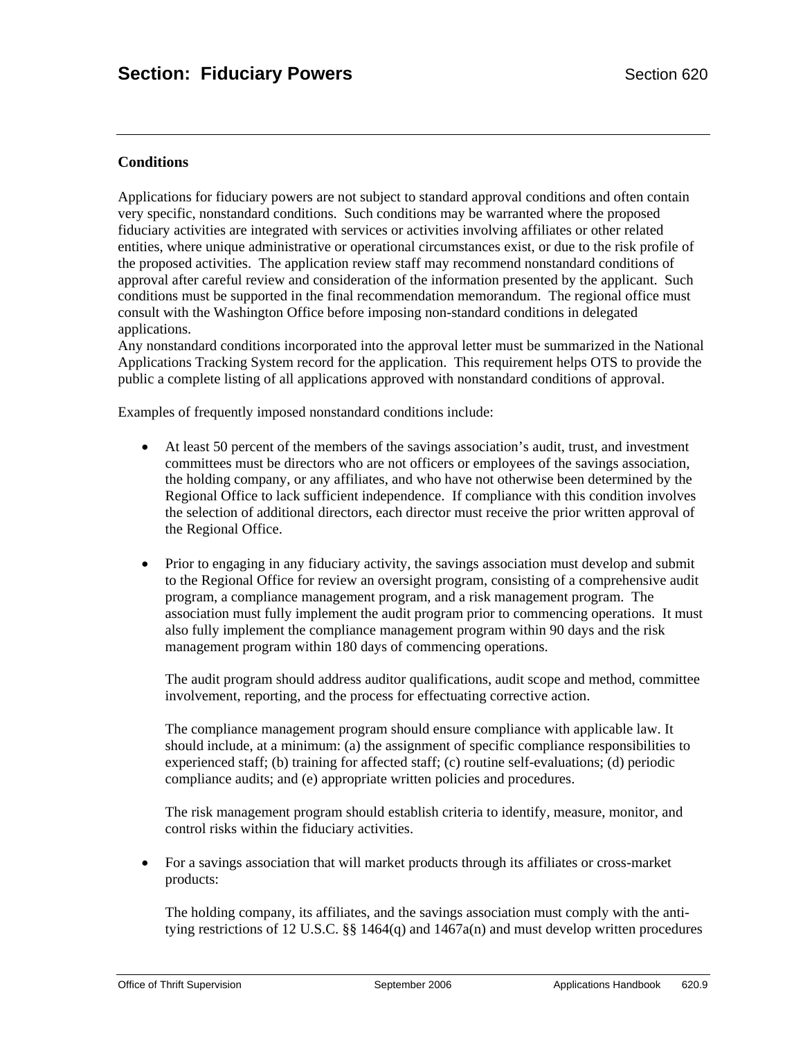### Conditions

Applications for fiduciary powers are not subject to standard approval conditions and often contain very specific, nonstandard conditions. Such conditions may be warranted where the proposed fiduciary activities are integrated with services or activities involving affiliates or other related entities, where unique administrative or operational circumstances exist, or due to the risk profile of the proposed activities. The application review staff may recommend nonstandard conditions of approval after careful review and consideration of the information presented by the applicant. Such conditions must be supported in the final recommendation memorandum. The regional office must consult with the Washington Office before imposing non-standard conditions in delegated applications.

Any nonstandard conditions incorporated into the approval letter must be summarized in the National Applications Tracking System record for the application. This requirement helps OTS to provide the public a complete listing of all applications approved with nonstandard conditions of approval.

Examples of frequently imposed nonstandard conditions include:

- At least 50 percent of the members of the savings association's audit, trust, and investment committees must be directors who are not officers or employees of the savings association, the holding company, or any affiliates, and who have not otherwise been determined by the Regional Office to lack sufficient independence. If compliance with this condition involves the selection of additional directors, each director must receive the prior written approval of the Regional Office.

- Prior to engaging in any fiduciary activity, the savings association must develop and submit to the Regional Office for review an oversight program, consisting of a comprehensive audit program, a compliance management program, and a risk management program. The association must fully implement the audit program prior to commencing operations. It must also fully implement the compliance management program within 90 days and the risk management program within 180 days of commencing operations.

  The audit program should address auditor qualifications, audit scope and method, committee involvement, reporting, and the process for effectuating corrective action.

  The compliance management program should ensure compliance with applicable law. It should include, at a minimum: (a) the assignment of specific compliance responsibilities to experienced staff; (b) training for affected staff; (c) routine self-evaluations; (d) periodic compliance audits; and (e) appropriate written policies and procedures.

  The risk management program should establish criteria to identify, measure, monitor, and control risks within the fiduciary activities.

- For a savings association that will market products through its affiliates or cross-market products:

  The holding company, its affiliates, and the savings association must comply with the anti-tying restrictions of 12 U.S.C. §§ 1464(q) and 1467a(n) and must develop written procedures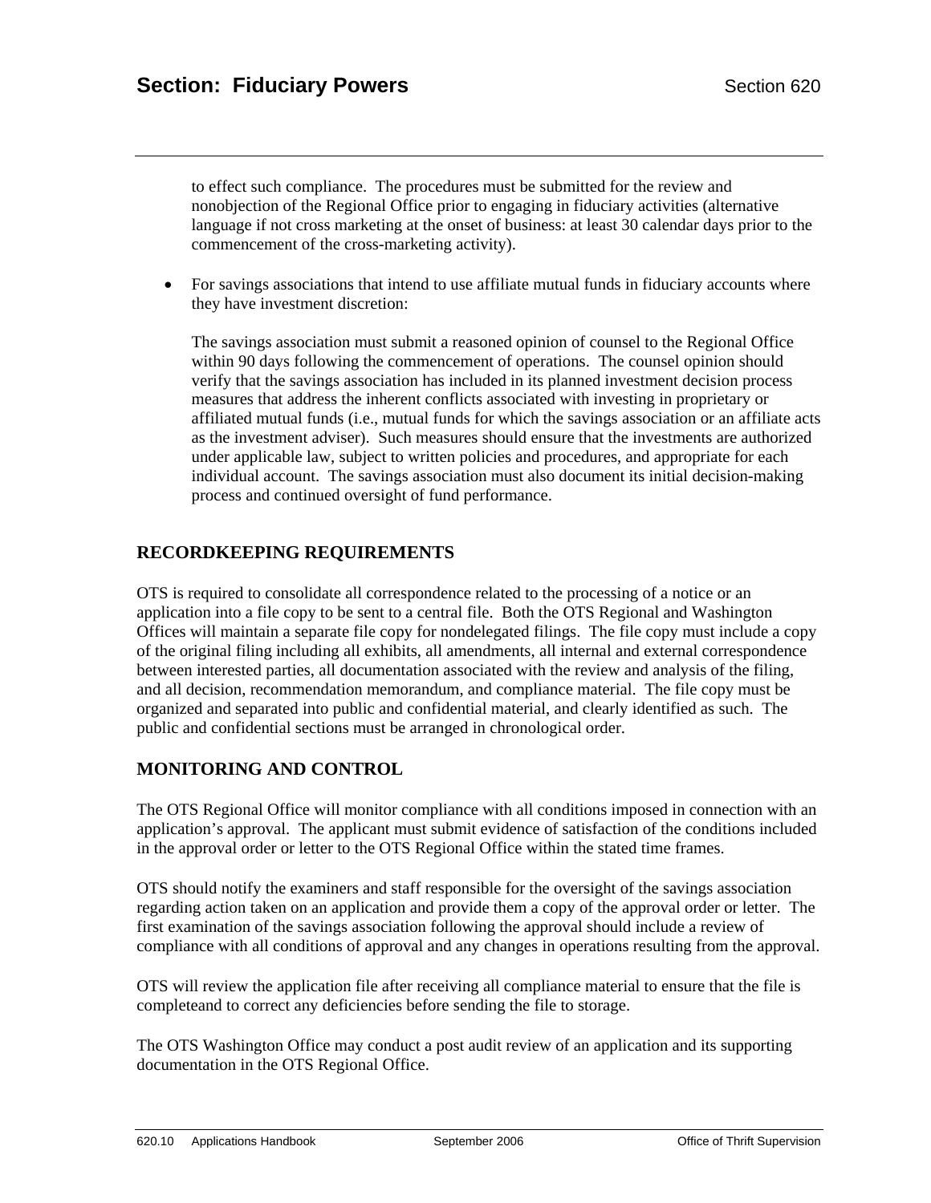to effect such compliance. The procedures must be submitted for the review and nonobjection of the Regional Office prior to engaging in fiduciary activities (alternative language if not cross marketing at the onset of business: at least 30 calendar days prior to the commencement of the cross-marketing activity).

- For savings associations that intend to use affiliate mutual funds in fiduciary accounts where they have investment discretion:

  The savings association must submit a reasoned opinion of counsel to the Regional Office within 90 days following the commencement of operations. The counsel opinion should verify that the savings association has included in its planned investment decision process measures that address the inherent conflicts associated with investing in proprietary or affiliated mutual funds (i.e., mutual funds for which the savings association or an affiliate acts as the investment adviser). Such measures should ensure that the investments are authorized under applicable law, subject to written policies and procedures, and appropriate for each individual account. The savings association must also document its initial decision-making process and continued oversight of fund performance.

## RECORDKEEPING REQUIREMENTS

OTS is required to consolidate all correspondence related to the processing of a notice or an application into a file copy to be sent to a central file. Both the OTS Regional and Washington Offices will maintain a separate file copy for nondelegated filings. The file copy must include a copy of the original filing including all exhibits, all amendments, all internal and external correspondence between interested parties, all documentation associated with the review and analysis of the filing, and all decision, recommendation memorandum, and compliance material. The file copy must be organized and separated into public and confidential material, and clearly identified as such. The public and confidential sections must be arranged in chronological order.

## MONITORING AND CONTROL

The OTS Regional Office will monitor compliance with all conditions imposed in connection with an application's approval. The applicant must submit evidence of satisfaction of the conditions included in the approval order or letter to the OTS Regional Office within the stated time frames.

OTS should notify the examiners and staff responsible for the oversight of the savings association regarding action taken on an application and provide them a copy of the approval order or letter. The first examination of the savings association following the approval should include a review of compliance with all conditions of approval and any changes in operations resulting from the approval.

OTS will review the application file after receiving all compliance material to ensure that the file is completeand to correct any deficiencies before sending the file to storage.

The OTS Washington Office may conduct a post audit review of an application and its supporting documentation in the OTS Regional Office.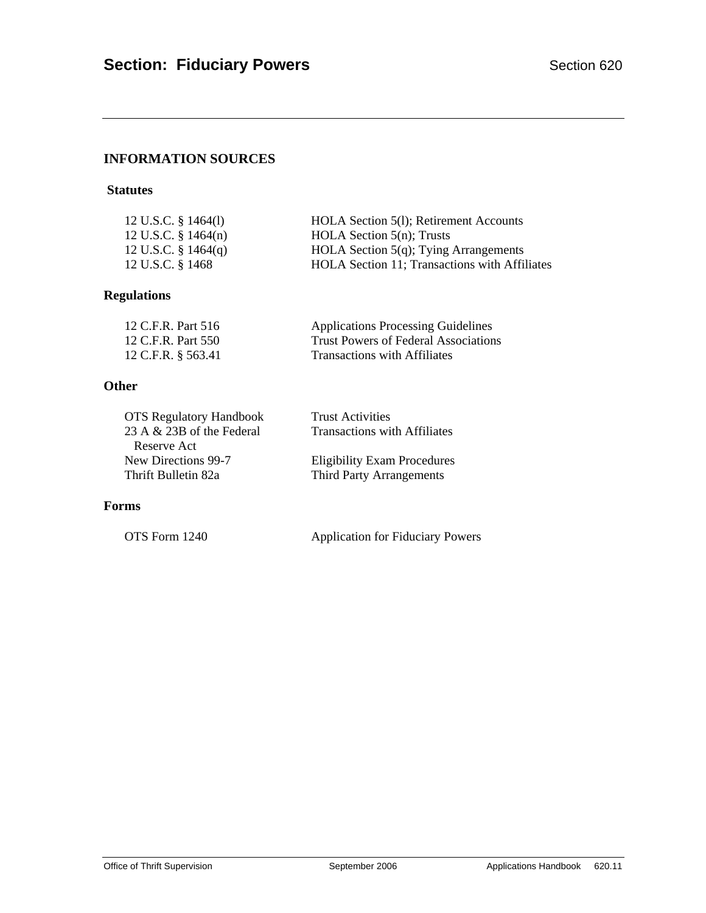## INFORMATION SOURCES

### Statutes

| | |
|---|---|
| 12 U.S.C. § 1464(l) | HOLA Section 5(l); Retirement Accounts |
| 12 U.S.C. § 1464(n) | HOLA Section 5(n); Trusts |
| 12 U.S.C. § 1464(q) | HOLA Section 5(q); Tying Arrangements |
| 12 U.S.C. § 1468 | HOLA Section 11; Transactions with Affiliates |

### Regulations

| | |
|---|---|
| 12 C.F.R. Part 516 | Applications Processing Guidelines |
| 12 C.F.R. Part 550 | Trust Powers of Federal Associations |
| 12 C.F.R. § 563.41 | Transactions with Affiliates |

### Other

| | |
|---|---|
| OTS Regulatory Handbook | Trust Activities |
| 23 A & 23B of the Federal Reserve Act | Transactions with Affiliates |
| New Directions 99-7 | Eligibility Exam Procedures |
| Thrift Bulletin 82a | Third Party Arrangements |

### Forms

| | |
|---|---|
| OTS Form 1240 | Application for Fiduciary Powers |